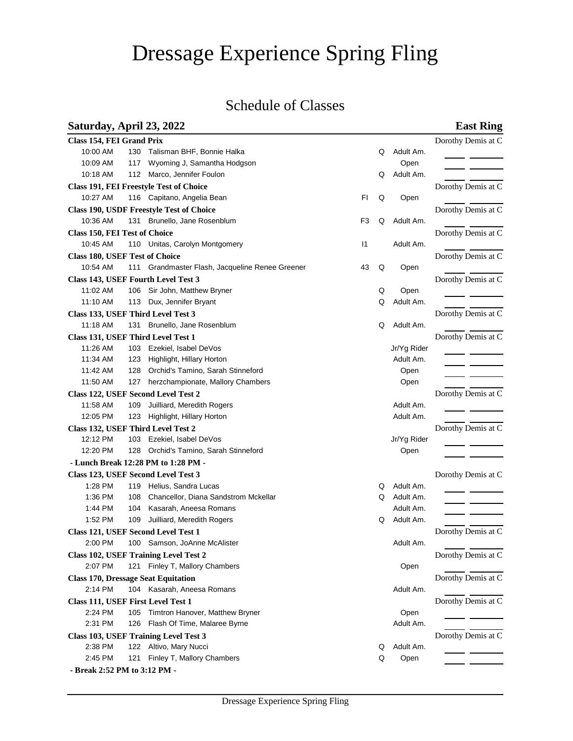# Dressage Experience Spring Fling

## Schedule of Classes

### Saturday, April 23, 2022 — East Ring

**Class 154, FEI Grand Prix** — Dorothy Demis at C

| Time | No. | Horse, Rider | | Q | Division |
|---|---|---|---|---|---|
| 10:00 AM | 130 | Talisman BHF, Bonnie Halka | | Q | Adult Am. |
| 10:09 AM | 117 | Wyoming J, Samantha Hodgson | | | Open |
| 10:18 AM | 112 | Marco, Jennifer Foulon | | Q | Adult Am. |

**Class 191, FEI Freestyle Test of Choice** — Dorothy Demis at C

| Time | No. | Horse, Rider | | Q | Division |
|---|---|---|---|---|---|
| 10:27 AM | 116 | Capitano, Angelia Bean | FI | Q | Open |

**Class 190, USDF Freestyle Test of Choice** — Dorothy Demis at C

| Time | No. | Horse, Rider | | Q | Division |
|---|---|---|---|---|---|
| 10:36 AM | 131 | Brunello, Jane Rosenblum | F3 | Q | Adult Am. |

**Class 150, FEI Test of Choice** — Dorothy Demis at C

| Time | No. | Horse, Rider | | Q | Division |
|---|---|---|---|---|---|
| 10:45 AM | 110 | Unitas, Carolyn Montgomery | I1 | | Adult Am. |

**Class 180, USEF Test of Choice** — Dorothy Demis at C

| Time | No. | Horse, Rider | | Q | Division |
|---|---|---|---|---|---|
| 10:54 AM | 111 | Grandmaster Flash, Jacqueline Renee Greener | 43 | Q | Open |

**Class 143, USEF Fourth Level Test 3** — Dorothy Demis at C

| Time | No. | Horse, Rider | | Q | Division |
|---|---|---|---|---|---|
| 11:02 AM | 106 | Sir John, Matthew Bryner | | Q | Open |
| 11:10 AM | 113 | Dux, Jennifer Bryant | | Q | Adult Am. |

**Class 133, USEF Third Level Test 3** — Dorothy Demis at C

| Time | No. | Horse, Rider | | Q | Division |
|---|---|---|---|---|---|
| 11:18 AM | 131 | Brunello, Jane Rosenblum | | Q | Adult Am. |

**Class 131, USEF Third Level Test 1** — Dorothy Demis at C

| Time | No. | Horse, Rider | | Q | Division |
|---|---|---|---|---|---|
| 11:26 AM | 103 | Ezekiel, Isabel DeVos | | | Jr/Yg Rider |
| 11:34 AM | 123 | Highlight, Hillary Horton | | | Adult Am. |
| 11:42 AM | 128 | Orchid's Tamino, Sarah Stinneford | | | Open |
| 11:50 AM | 127 | herzchampionate, Mallory Chambers | | | Open |

**Class 122, USEF Second Level Test 2** — Dorothy Demis at C

| Time | No. | Horse, Rider | | Q | Division |
|---|---|---|---|---|---|
| 11:58 AM | 109 | Juilliard, Meredith Rogers | | | Adult Am. |
| 12:05 PM | 123 | Highlight, Hillary Horton | | | Adult Am. |

**Class 132, USEF Third Level Test 2** — Dorothy Demis at C

| Time | No. | Horse, Rider | | Q | Division |
|---|---|---|---|---|---|
| 12:12 PM | 103 | Ezekiel, Isabel DeVos | | | Jr/Yg Rider |
| 12:20 PM | 128 | Orchid's Tamino, Sarah Stinneford | | | Open |

**- Lunch Break 12:28 PM to 1:28 PM -**

**Class 123, USEF Second Level Test 3** — Dorothy Demis at C

| Time | No. | Horse, Rider | | Q | Division |
|---|---|---|---|---|---|
| 1:28 PM | 119 | Helius, Sandra Lucas | | Q | Adult Am. |
| 1:36 PM | 108 | Chancellor, Diana Sandstrom Mckellar | | Q | Adult Am. |
| 1:44 PM | 104 | Kasarah, Aneesa Romans | | | Adult Am. |
| 1:52 PM | 109 | Juilliard, Meredith Rogers | | Q | Adult Am. |

**Class 121, USEF Second Level Test 1** — Dorothy Demis at C

| Time | No. | Horse, Rider | | Q | Division |
|---|---|---|---|---|---|
| 2:00 PM | 100 | Samson, JoAnne McAlister | | | Adult Am. |

**Class 102, USEF Training Level Test 2** — Dorothy Demis at C

| Time | No. | Horse, Rider | | Q | Division |
|---|---|---|---|---|---|
| 2:07 PM | 121 | Finley T, Mallory Chambers | | | Open |

**Class 170, Dressage Seat Equitation** — Dorothy Demis at C

| Time | No. | Horse, Rider | | Q | Division |
|---|---|---|---|---|---|
| 2:14 PM | 104 | Kasarah, Aneesa Romans | | | Adult Am. |

**Class 111, USEF First Level Test 1** — Dorothy Demis at C

| Time | No. | Horse, Rider | | Q | Division |
|---|---|---|---|---|---|
| 2:24 PM | 105 | Timtron Hanover, Matthew Bryner | | | Open |
| 2:31 PM | 126 | Flash Of Time, Malaree Byrne | | | Adult Am. |

**Class 103, USEF Training Level Test 3** — Dorothy Demis at C

| Time | No. | Horse, Rider | | Q | Division |
|---|---|---|---|---|---|
| 2:38 PM | 122 | Altivo, Mary Nucci | | Q | Adult Am. |
| 2:45 PM | 121 | Finley T, Mallory Chambers | | Q | Open |

**- Break 2:52 PM to 3:12 PM -**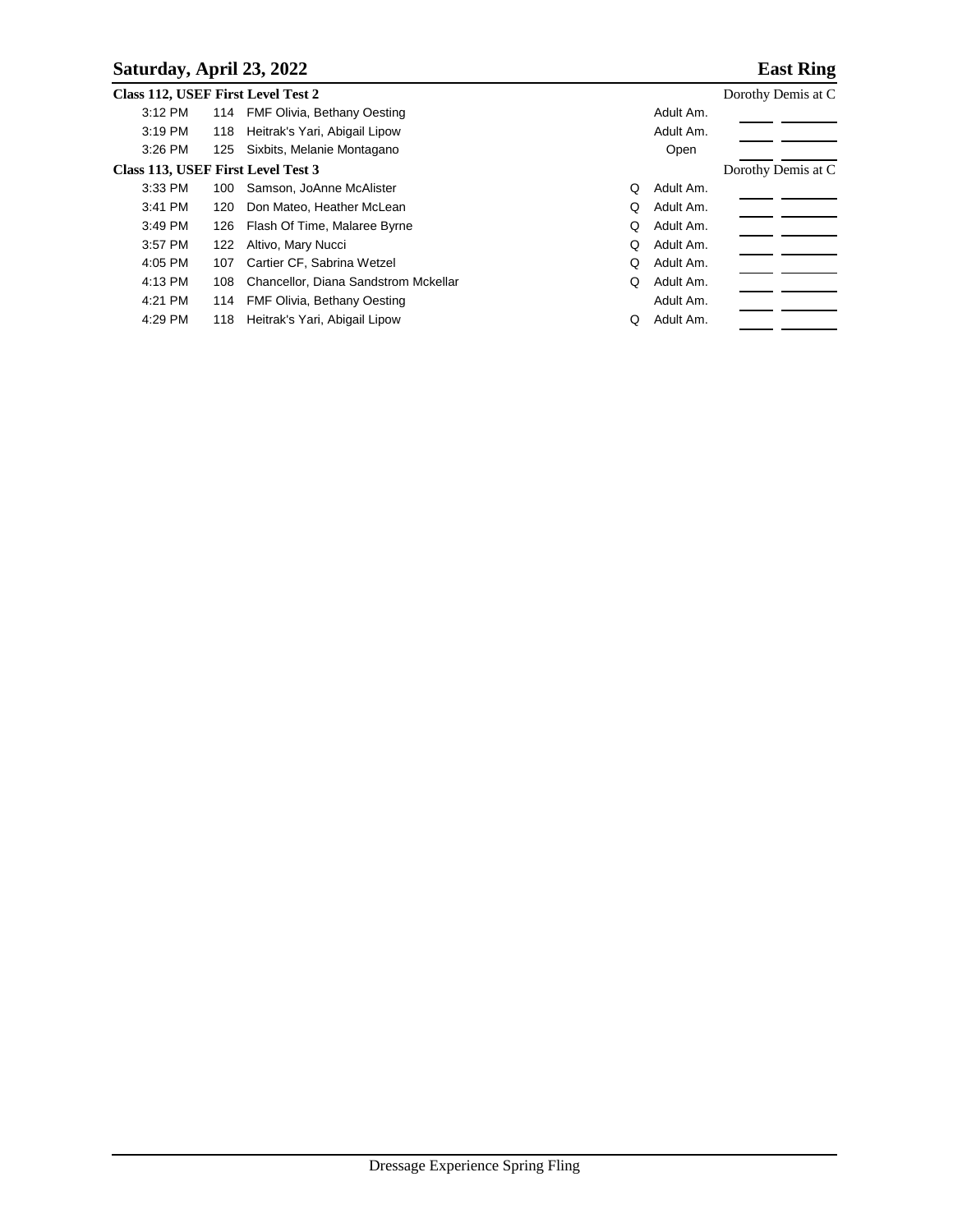## Saturday, April 23, 2022 — East Ring

### Class 112, USEF First Level Test 2 — Dorothy Demis at C

| Time | No. | Horse, Rider | Q | Division | | |
|---|---|---|---|---|---|---|
| 3:12 PM | 114 | FMF Olivia, Bethany Oesting | | Adult Am. | | |
| 3:19 PM | 118 | Heitrak's Yari, Abigail Lipow | | Adult Am. | | |
| 3:26 PM | 125 | Sixbits, Melanie Montagano | | Open | | |

### Class 113, USEF First Level Test 3 — Dorothy Demis at C

| Time | No. | Horse, Rider | Q | Division | | |
|---|---|---|---|---|---|---|
| 3:33 PM | 100 | Samson, JoAnne McAlister | Q | Adult Am. | | |
| 3:41 PM | 120 | Don Mateo, Heather McLean | Q | Adult Am. | | |
| 3:49 PM | 126 | Flash Of Time, Malaree Byrne | Q | Adult Am. | | |
| 3:57 PM | 122 | Altivo, Mary Nucci | Q | Adult Am. | | |
| 4:05 PM | 107 | Cartier CF, Sabrina Wetzel | Q | Adult Am. | | |
| 4:13 PM | 108 | Chancellor, Diana Sandstrom Mckellar | Q | Adult Am. | | |
| 4:21 PM | 114 | FMF Olivia, Bethany Oesting | | Adult Am. | | |
| 4:29 PM | 118 | Heitrak's Yari, Abigail Lipow | Q | Adult Am. | | |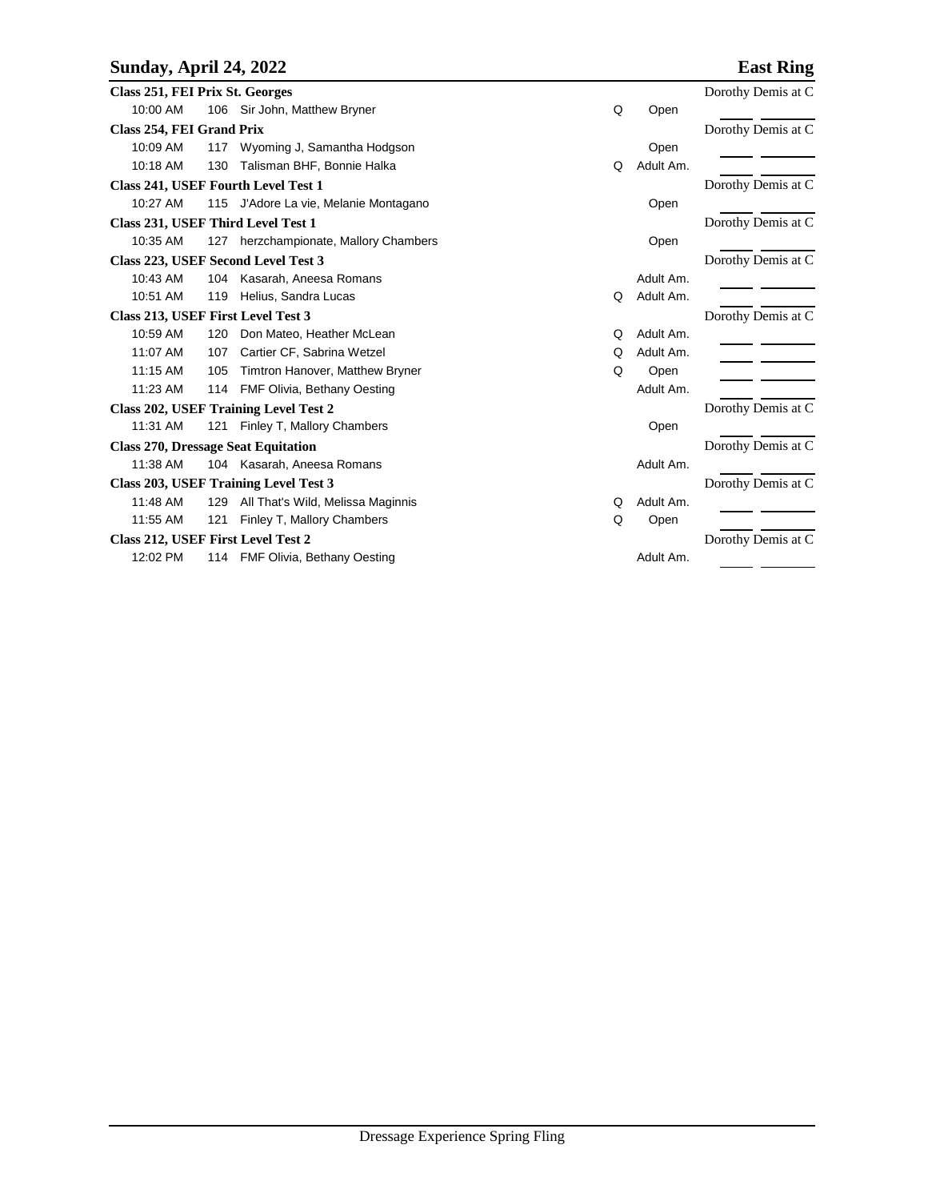## Sunday, April 24, 2022 — East Ring

**Class 251, FEI Prix St. Georges** — Dorothy Demis at C

| | | | | | |
|---|---|---|---|---|---|
| 10:00 AM | 106 | Sir John, Matthew Bryner | Q | Open | ____ ______ |

**Class 254, FEI Grand Prix** — Dorothy Demis at C

| | | | | | |
|---|---|---|---|---|---|
| 10:09 AM | 117 | Wyoming J, Samantha Hodgson | | Open | ____ ______ |
| 10:18 AM | 130 | Talisman BHF, Bonnie Halka | Q | Adult Am. | ____ ______ |

**Class 241, USEF Fourth Level Test 1** — Dorothy Demis at C

| | | | | | |
|---|---|---|---|---|---|
| 10:27 AM | 115 | J'Adore La vie, Melanie Montagano | | Open | ____ ______ |

**Class 231, USEF Third Level Test 1** — Dorothy Demis at C

| | | | | | |
|---|---|---|---|---|---|
| 10:35 AM | 127 | herzchampionate, Mallory Chambers | | Open | ____ ______ |

**Class 223, USEF Second Level Test 3** — Dorothy Demis at C

| | | | | | |
|---|---|---|---|---|---|
| 10:43 AM | 104 | Kasarah, Aneesa Romans | | Adult Am. | ____ ______ |
| 10:51 AM | 119 | Helius, Sandra Lucas | Q | Adult Am. | ____ ______ |

**Class 213, USEF First Level Test 3** — Dorothy Demis at C

| | | | | | |
|---|---|---|---|---|---|
| 10:59 AM | 120 | Don Mateo, Heather McLean | Q | Adult Am. | ____ ______ |
| 11:07 AM | 107 | Cartier CF, Sabrina Wetzel | Q | Adult Am. | ____ ______ |
| 11:15 AM | 105 | Timtron Hanover, Matthew Bryner | Q | Open | ____ ______ |
| 11:23 AM | 114 | FMF Olivia, Bethany Oesting | | Adult Am. | ____ ______ |

**Class 202, USEF Training Level Test 2** — Dorothy Demis at C

| | | | | | |
|---|---|---|---|---|---|
| 11:31 AM | 121 | Finley T, Mallory Chambers | | Open | ____ ______ |

**Class 270, Dressage Seat Equitation** — Dorothy Demis at C

| | | | | | |
|---|---|---|---|---|---|
| 11:38 AM | 104 | Kasarah, Aneesa Romans | | Adult Am. | ____ ______ |

**Class 203, USEF Training Level Test 3** — Dorothy Demis at C

| | | | | | |
|---|---|---|---|---|---|
| 11:48 AM | 129 | All That's Wild, Melissa Maginnis | Q | Adult Am. | ____ ______ |
| 11:55 AM | 121 | Finley T, Mallory Chambers | Q | Open | ____ ______ |

**Class 212, USEF First Level Test 2** — Dorothy Demis at C

| | | | | | |
|---|---|---|---|---|---|
| 12:02 PM | 114 | FMF Olivia, Bethany Oesting | | Adult Am. | ____ ______ |